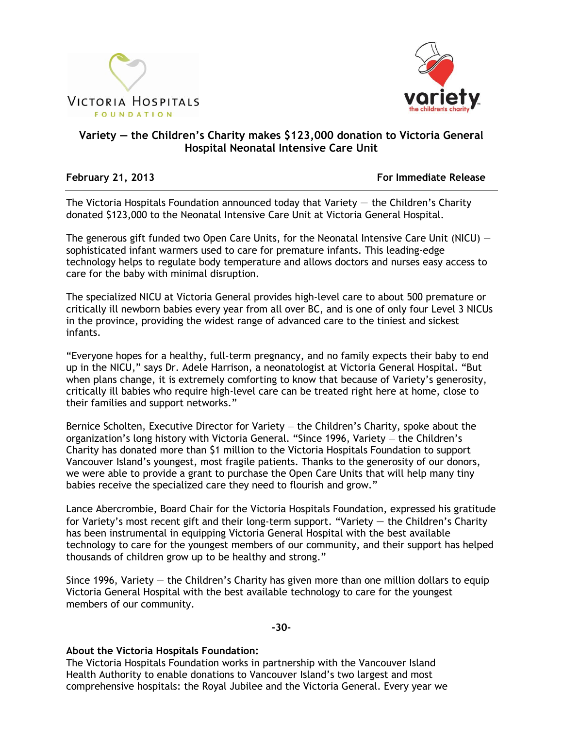VICTORIA HOSPITALS FOUNDATION

variety the children's charity

# Variety — the Children's Charity makes $123,000 donation to Victoria General Hospital Neonatal Intensive Care Unit

**February 21, 2013** **For Immediate Release**

The Victoria Hospitals Foundation announced today that Variety — the Children's Charity donated $123,000 to the Neonatal Intensive Care Unit at Victoria General Hospital.

The generous gift funded two Open Care Units, for the Neonatal Intensive Care Unit (NICU) — sophisticated infant warmers used to care for premature infants. This leading-edge technology helps to regulate body temperature and allows doctors and nurses easy access to care for the baby with minimal disruption.

The specialized NICU at Victoria General provides high-level care to about 500 premature or critically ill newborn babies every year from all over BC, and is one of only four Level 3 NICUs in the province, providing the widest range of advanced care to the tiniest and sickest infants.

"Everyone hopes for a healthy, full-term pregnancy, and no family expects their baby to end up in the NICU," says Dr. Adele Harrison, a neonatologist at Victoria General Hospital. "But when plans change, it is extremely comforting to know that because of Variety's generosity, critically ill babies who require high-level care can be treated right here at home, close to their families and support networks."

Bernice Scholten, Executive Director for Variety – the Children's Charity, spoke about the organization's long history with Victoria General. "Since 1996, Variety – the Children's Charity has donated more than $1 million to the Victoria Hospitals Foundation to support Vancouver Island's youngest, most fragile patients. Thanks to the generosity of our donors, we were able to provide a grant to purchase the Open Care Units that will help many tiny babies receive the specialized care they need to flourish and grow."

Lance Abercrombie, Board Chair for the Victoria Hospitals Foundation, expressed his gratitude for Variety's most recent gift and their long-term support. "Variety — the Children's Charity has been instrumental in equipping Victoria General Hospital with the best available technology to care for the youngest members of our community, and their support has helped thousands of children grow up to be healthy and strong."

Since 1996, Variety — the Children's Charity has given more than one million dollars to equip Victoria General Hospital with the best available technology to care for the youngest members of our community.

-30-

**About the Victoria Hospitals Foundation:**
The Victoria Hospitals Foundation works in partnership with the Vancouver Island Health Authority to enable donations to Vancouver Island's two largest and most comprehensive hospitals: the Royal Jubilee and the Victoria General. Every year we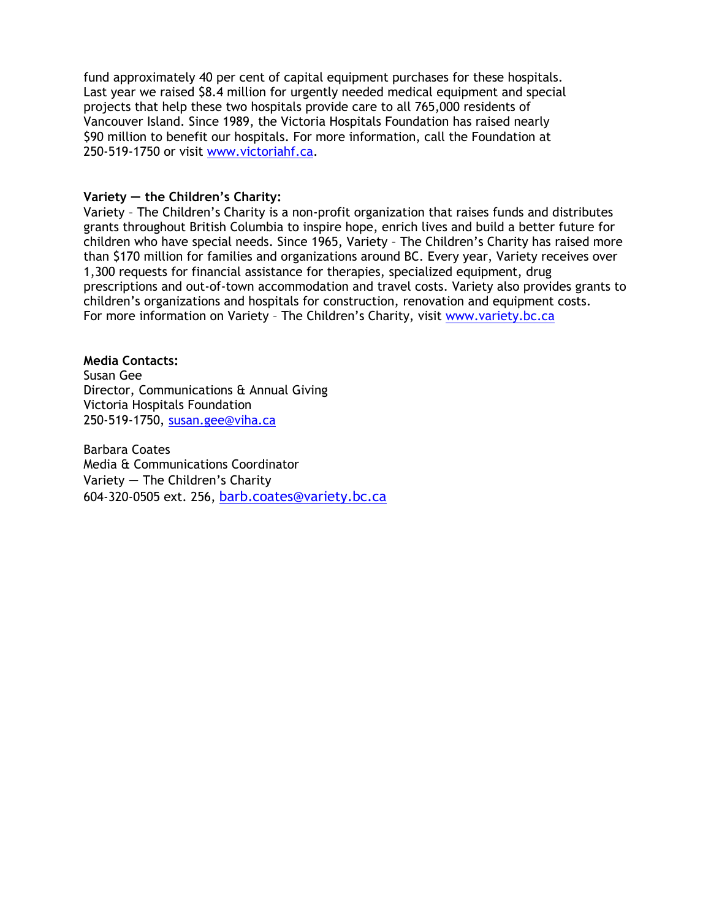fund approximately 40 per cent of capital equipment purchases for these hospitals. Last year we raised $8.4 million for urgently needed medical equipment and special projects that help these two hospitals provide care to all 765,000 residents of Vancouver Island. Since 1989, the Victoria Hospitals Foundation has raised nearly $90 million to benefit our hospitals. For more information, call the Foundation at 250-519-1750 or visit www.victoriahf.ca.

**Variety — the Children's Charity:**
Variety – The Children's Charity is a non-profit organization that raises funds and distributes grants throughout British Columbia to inspire hope, enrich lives and build a better future for children who have special needs. Since 1965, Variety – The Children's Charity has raised more than $170 million for families and organizations around BC. Every year, Variety receives over 1,300 requests for financial assistance for therapies, specialized equipment, drug prescriptions and out-of-town accommodation and travel costs. Variety also provides grants to children's organizations and hospitals for construction, renovation and equipment costs. For more information on Variety – The Children's Charity, visit www.variety.bc.ca

**Media Contacts:**
Susan Gee
Director, Communications & Annual Giving
Victoria Hospitals Foundation
250-519-1750, susan.gee@viha.ca

Barbara Coates
Media & Communications Coordinator
Variety — The Children's Charity
604-320-0505 ext. 256, barb.coates@variety.bc.ca